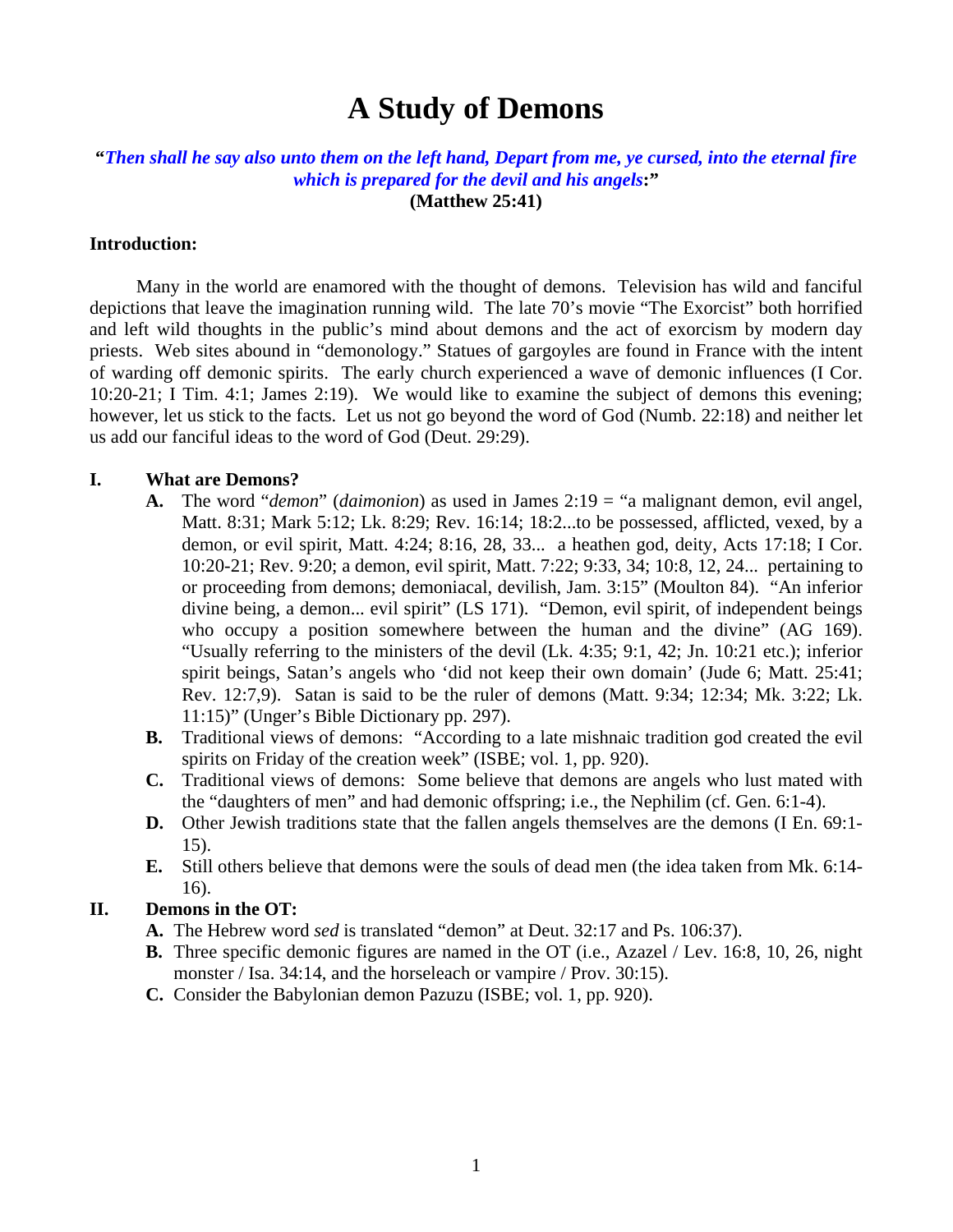# A Study of Demons

**"*Then shall he say also unto them on the left hand, Depart from me, ye cursed, into the eternal fire which is prepared for the devil and his angels*:"**
**(Matthew 25:41)**

**Introduction:**

Many in the world are enamored with the thought of demons. Television has wild and fanciful depictions that leave the imagination running wild. The late 70's movie "The Exorcist" both horrified and left wild thoughts in the public's mind about demons and the act of exorcism by modern day priests. Web sites abound in "demonology." Statues of gargoyles are found in France with the intent of warding off demonic spirits. The early church experienced a wave of demonic influences (I Cor. 10:20-21; I Tim. 4:1; James 2:19). We would like to examine the subject of demons this evening; however, let us stick to the facts. Let us not go beyond the word of God (Numb. 22:18) and neither let us add our fanciful ideas to the word of God (Deut. 29:29).

**I. What are Demons?**

- **A.** The word "*demon*" (*daimonion*) as used in James 2:19 = "a malignant demon, evil angel, Matt. 8:31; Mark 5:12; Lk. 8:29; Rev. 16:14; 18:2...to be possessed, afflicted, vexed, by a demon, or evil spirit, Matt. 4:24; 8:16, 28, 33... a heathen god, deity, Acts 17:18; I Cor. 10:20-21; Rev. 9:20; a demon, evil spirit, Matt. 7:22; 9:33, 34; 10:8, 12, 24... pertaining to or proceeding from demons; demoniacal, devilish, Jam. 3:15" (Moulton 84). "An inferior divine being, a demon... evil spirit" (LS 171). "Demon, evil spirit, of independent beings who occupy a position somewhere between the human and the divine" (AG 169). "Usually referring to the ministers of the devil (Lk. 4:35; 9:1, 42; Jn. 10:21 etc.); inferior spirit beings, Satan's angels who 'did not keep their own domain' (Jude 6; Matt. 25:41; Rev. 12:7,9). Satan is said to be the ruler of demons (Matt. 9:34; 12:34; Mk. 3:22; Lk. 11:15)" (Unger's Bible Dictionary pp. 297).
- **B.** Traditional views of demons: "According to a late mishnaic tradition god created the evil spirits on Friday of the creation week" (ISBE; vol. 1, pp. 920).
- **C.** Traditional views of demons: Some believe that demons are angels who lust mated with the "daughters of men" and had demonic offspring; i.e., the Nephilim (cf. Gen. 6:1-4).
- **D.** Other Jewish traditions state that the fallen angels themselves are the demons (I En. 69:1-15).
- **E.** Still others believe that demons were the souls of dead men (the idea taken from Mk. 6:14-16).

**II. Demons in the OT:**

- **A.** The Hebrew word *sed* is translated "demon" at Deut. 32:17 and Ps. 106:37).
- **B.** Three specific demonic figures are named in the OT (i.e., Azazel / Lev. 16:8, 10, 26, night monster / Isa. 34:14, and the horseleach or vampire / Prov. 30:15).
- **C.** Consider the Babylonian demon Pazuzu (ISBE; vol. 1, pp. 920).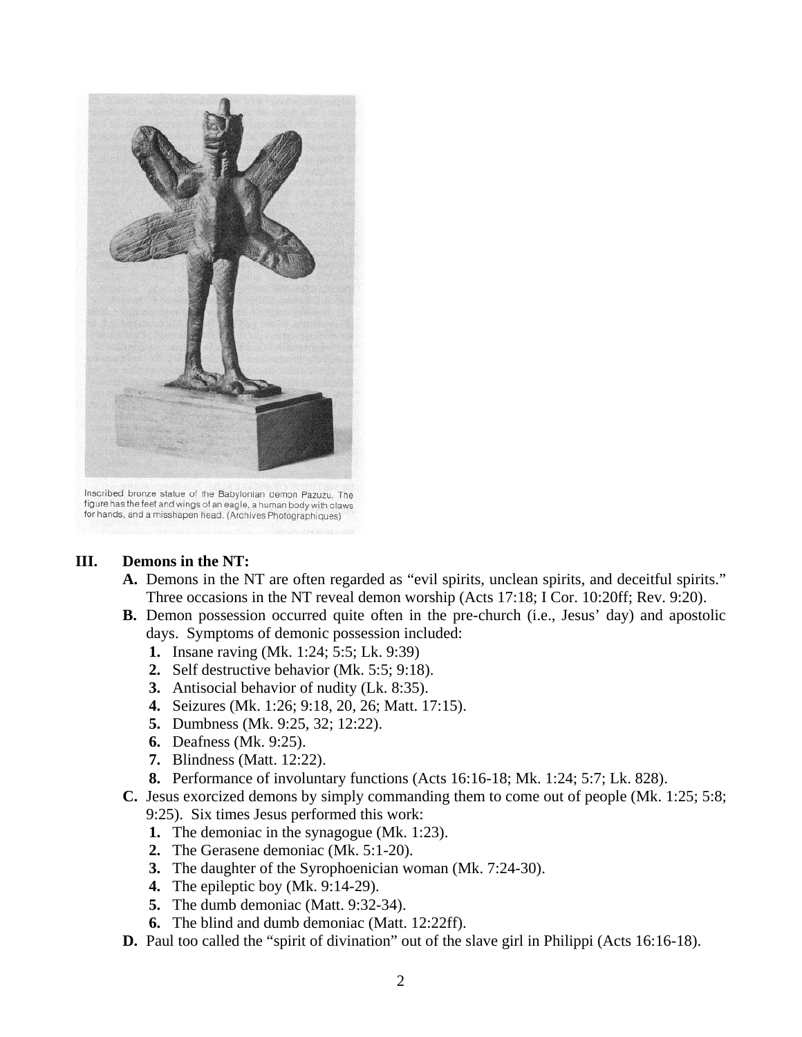Inscribed bronze statue of the Babylonian demon Pazuzu. The figure has the feet and wings of an eagle, a human body with claws for hands, and a misshapen head. (Archives Photographiques)

**III. Demons in the NT:**

**A.** Demons in the NT are often regarded as “evil spirits, unclean spirits, and deceitful spirits.” Three occasions in the NT reveal demon worship (Acts 17:18; I Cor. 10:20ff; Rev. 9:20).

**B.** Demon possession occurred quite often in the pre-church (i.e., Jesus’ day) and apostolic days. Symptoms of demonic possession included:

1. Insane raving (Mk. 1:24; 5:5; Lk. 9:39)
2. Self destructive behavior (Mk. 5:5; 9:18).
3. Antisocial behavior of nudity (Lk. 8:35).
4. Seizures (Mk. 1:26; 9:18, 20, 26; Matt. 17:15).
5. Dumbness (Mk. 9:25, 32; 12:22).
6. Deafness (Mk. 9:25).
7. Blindness (Matt. 12:22).
8. Performance of involuntary functions (Acts 16:16-18; Mk. 1:24; 5:7; Lk. 828).

**C.** Jesus exorcized demons by simply commanding them to come out of people (Mk. 1:25; 5:8; 9:25). Six times Jesus performed this work:

1. The demoniac in the synagogue (Mk. 1:23).
2. The Gerasene demoniac (Mk. 5:1-20).
3. The daughter of the Syrophoenician woman (Mk. 7:24-30).
4. The epileptic boy (Mk. 9:14-29).
5. The dumb demoniac (Matt. 9:32-34).
6. The blind and dumb demoniac (Matt. 12:22ff).

**D.** Paul too called the “spirit of divination” out of the slave girl in Philippi (Acts 16:16-18).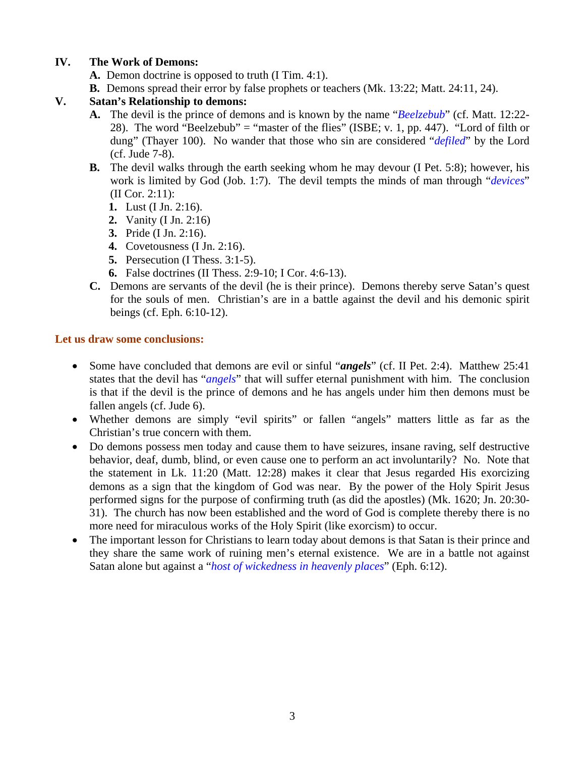**IV. The Work of Demons:**

**A.** Demon doctrine is opposed to truth (I Tim. 4:1).

**B.** Demons spread their error by false prophets or teachers (Mk. 13:22; Matt. 24:11, 24).

**V. Satan's Relationship to demons:**

**A.** The devil is the prince of demons and is known by the name "*Beelzebub*" (cf. Matt. 12:22-28). The word "Beelzebub" = "master of the flies" (ISBE; v. 1, pp. 447). "Lord of filth or dung" (Thayer 100). No wander that those who sin are considered "*defiled*" by the Lord (cf. Jude 7-8).

**B.** The devil walks through the earth seeking whom he may devour (I Pet. 5:8); however, his work is limited by God (Job. 1:7). The devil tempts the minds of man through "*devices*" (II Cor. 2:11):

1. Lust (I Jn. 2:16).
2. Vanity (I Jn. 2:16)
3. Pride (I Jn. 2:16).
4. Covetousness (I Jn. 2:16).
5. Persecution (I Thess. 3:1-5).
6. False doctrines (II Thess. 2:9-10; I Cor. 4:6-13).

**C.** Demons are servants of the devil (he is their prince). Demons thereby serve Satan's quest for the souls of men. Christian's are in a battle against the devil and his demonic spirit beings (cf. Eph. 6:10-12).

**Let us draw some conclusions:**

- Some have concluded that demons are evil or sinful "***angels***" (cf. II Pet. 2:4). Matthew 25:41 states that the devil has "*angels*" that will suffer eternal punishment with him. The conclusion is that if the devil is the prince of demons and he has angels under him then demons must be fallen angels (cf. Jude 6).
- Whether demons are simply "evil spirits" or fallen "angels" matters little as far as the Christian's true concern with them.
- Do demons possess men today and cause them to have seizures, insane raving, self destructive behavior, deaf, dumb, blind, or even cause one to perform an act involuntarily? No. Note that the statement in Lk. 11:20 (Matt. 12:28) makes it clear that Jesus regarded His exorcizing demons as a sign that the kingdom of God was near. By the power of the Holy Spirit Jesus performed signs for the purpose of confirming truth (as did the apostles) (Mk. 1620; Jn. 20:30-31). The church has now been established and the word of God is complete thereby there is no more need for miraculous works of the Holy Spirit (like exorcism) to occur.
- The important lesson for Christians to learn today about demons is that Satan is their prince and they share the same work of ruining men's eternal existence. We are in a battle not against Satan alone but against a "*host of wickedness in heavenly places*" (Eph. 6:12).